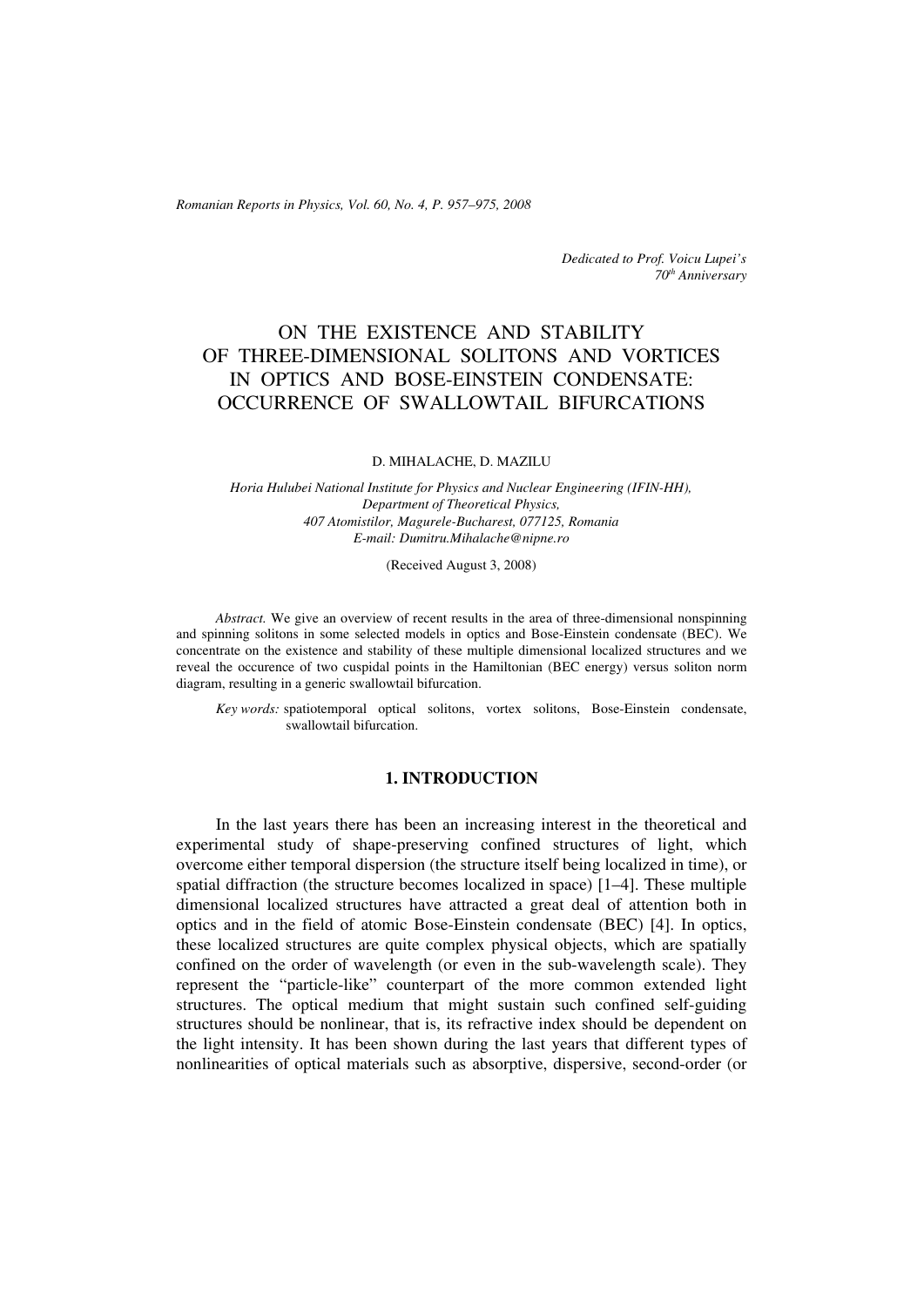*Dedicated to Prof. Voicu Lupei's 70th Anniversary*

# ON THE EXISTENCE AND STABILITY OF THREE-DIMENSIONAL SOLITONS AND VORTICES IN OPTICS AND BOSE-EINSTEIN CONDENSATE: OCCURRENCE OF SWALLOWTAIL BIFURCATIONS

D. MIHALACHE, D. MAZILU

*Horia Hulubei National Institute for Physics and Nuclear Engineering (IFIN-HH), Department of Theoretical Physics, 407 Atomistilor, Magurele-Bucharest, 077125, Romania*
*E-mail: Dumitru.Mihalache@nipne.ro*

(Received August 3, 2008)

*Abstract.* We give an overview of recent results in the area of three-dimensional nonspinning and spinning solitons in some selected models in optics and Bose-Einstein condensate (BEC). We concentrate on the existence and stability of these multiple dimensional localized structures and we reveal the occurence of two cuspidal points in the Hamiltonian (BEC energy) versus soliton norm diagram, resulting in a generic swallowtail bifurcation.

*Key words:* spatiotemporal optical solitons, vortex solitons, Bose-Einstein condensate, swallowtail bifurcation.

## 1. INTRODUCTION

In the last years there has been an increasing interest in the theoretical and experimental study of shape-preserving confined structures of light, which overcome either temporal dispersion (the structure itself being localized in time), or spatial diffraction (the structure becomes localized in space) [1–4]. These multiple dimensional localized structures have attracted a great deal of attention both in optics and in the field of atomic Bose-Einstein condensate (BEC) [4]. In optics, these localized structures are quite complex physical objects, which are spatially confined on the order of wavelength (or even in the sub-wavelength scale). They represent the "particle-like" counterpart of the more common extended light structures. The optical medium that might sustain such confined self-guiding structures should be nonlinear, that is, its refractive index should be dependent on the light intensity. It has been shown during the last years that different types of nonlinearities of optical materials such as absorptive, dispersive, second-order (or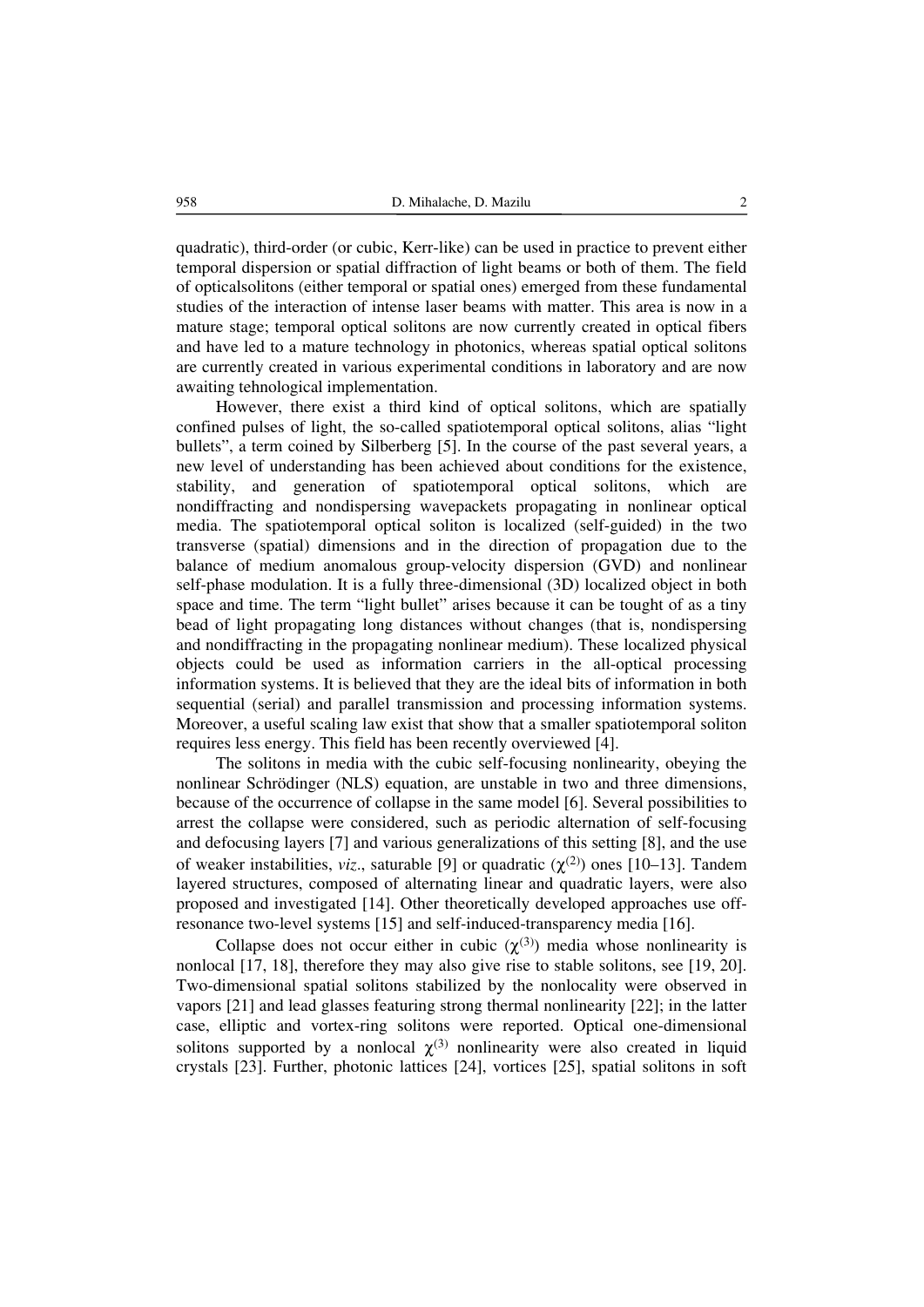quadratic), third-order (or cubic, Kerr-like) can be used in practice to prevent either temporal dispersion or spatial diffraction of light beams or both of them. The field of opticalsolitons (either temporal or spatial ones) emerged from these fundamental studies of the interaction of intense laser beams with matter. This area is now in a mature stage; temporal optical solitons are now currently created in optical fibers and have led to a mature technology in photonics, whereas spatial optical solitons are currently created in various experimental conditions in laboratory and are now awaiting tehnological implementation.

However, there exist a third kind of optical solitons, which are spatially confined pulses of light, the so-called spatiotemporal optical solitons, alias "light bullets", a term coined by Silberberg [5]. In the course of the past several years, a new level of understanding has been achieved about conditions for the existence, stability, and generation of spatiotemporal optical solitons, which are nondiffracting and nondispersing wavepackets propagating in nonlinear optical media. The spatiotemporal optical soliton is localized (self-guided) in the two transverse (spatial) dimensions and in the direction of propagation due to the balance of medium anomalous group-velocity dispersion (GVD) and nonlinear self-phase modulation. It is a fully three-dimensional (3D) localized object in both space and time. The term "light bullet" arises because it can be tought of as a tiny bead of light propagating long distances without changes (that is, nondispersing and nondiffracting in the propagating nonlinear medium). These localized physical objects could be used as information carriers in the all-optical processing information systems. It is believed that they are the ideal bits of information in both sequential (serial) and parallel transmission and processing information systems. Moreover, a useful scaling law exist that show that a smaller spatiotemporal soliton requires less energy. This field has been recently overviewed [4].

The solitons in media with the cubic self-focusing nonlinearity, obeying the nonlinear Schrödinger (NLS) equation, are unstable in two and three dimensions, because of the occurrence of collapse in the same model [6]. Several possibilities to arrest the collapse were considered, such as periodic alternation of self-focusing and defocusing layers [7] and various generalizations of this setting [8], and the use of weaker instabilities, *viz*., saturable [9] or quadratic ($\chi^{(2)}$) ones [10–13]. Tandem layered structures, composed of alternating linear and quadratic layers, were also proposed and investigated [14]. Other theoretically developed approaches use off-resonance two-level systems [15] and self-induced-transparency media [16].

Collapse does not occur either in cubic ($\chi^{(3)}$) media whose nonlinearity is nonlocal [17, 18], therefore they may also give rise to stable solitons, see [19, 20]. Two-dimensional spatial solitons stabilized by the nonlocality were observed in vapors [21] and lead glasses featuring strong thermal nonlinearity [22]; in the latter case, elliptic and vortex-ring solitons were reported. Optical one-dimensional solitons supported by a nonlocal $\chi^{(3)}$ nonlinearity were also created in liquid crystals [23]. Further, photonic lattices [24], vortices [25], spatial solitons in soft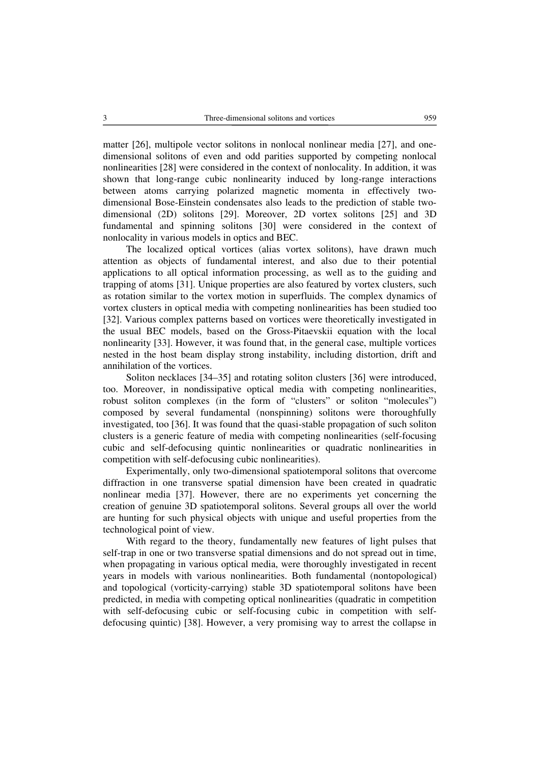matter [26], multipole vector solitons in nonlocal nonlinear media [27], and one-dimensional solitons of even and odd parities supported by competing nonlocal nonlinearities [28] were considered in the context of nonlocality. In addition, it was shown that long-range cubic nonlinearity induced by long-range interactions between atoms carrying polarized magnetic momenta in effectively two-dimensional Bose-Einstein condensates also leads to the prediction of stable two-dimensional (2D) solitons [29]. Moreover, 2D vortex solitons [25] and 3D fundamental and spinning solitons [30] were considered in the context of nonlocality in various models in optics and BEC.

The localized optical vortices (alias vortex solitons), have drawn much attention as objects of fundamental interest, and also due to their potential applications to all optical information processing, as well as to the guiding and trapping of atoms [31]. Unique properties are also featured by vortex clusters, such as rotation similar to the vortex motion in superfluids. The complex dynamics of vortex clusters in optical media with competing nonlinearities has been studied too [32]. Various complex patterns based on vortices were theoretically investigated in the usual BEC models, based on the Gross-Pitaevskii equation with the local nonlinearity [33]. However, it was found that, in the general case, multiple vortices nested in the host beam display strong instability, including distortion, drift and annihilation of the vortices.

Soliton necklaces [34–35] and rotating soliton clusters [36] were introduced, too. Moreover, in nondissipative optical media with competing nonlinearities, robust soliton complexes (in the form of "clusters" or soliton "molecules") composed by several fundamental (nonspinning) solitons were thoroughfully investigated, too [36]. It was found that the quasi-stable propagation of such soliton clusters is a generic feature of media with competing nonlinearities (self-focusing cubic and self-defocusing quintic nonlinearities or quadratic nonlinearities in competition with self-defocusing cubic nonlinearities).

Experimentally, only two-dimensional spatiotemporal solitons that overcome diffraction in one transverse spatial dimension have been created in quadratic nonlinear media [37]. However, there are no experiments yet concerning the creation of genuine 3D spatiotemporal solitons. Several groups all over the world are hunting for such physical objects with unique and useful properties from the technological point of view.

With regard to the theory, fundamentally new features of light pulses that self-trap in one or two transverse spatial dimensions and do not spread out in time, when propagating in various optical media, were thoroughly investigated in recent years in models with various nonlinearities. Both fundamental (nontopological) and topological (vorticity-carrying) stable 3D spatiotemporal solitons have been predicted, in media with competing optical nonlinearities (quadratic in competition with self-defocusing cubic or self-focusing cubic in competition with self-defocusing quintic) [38]. However, a very promising way to arrest the collapse in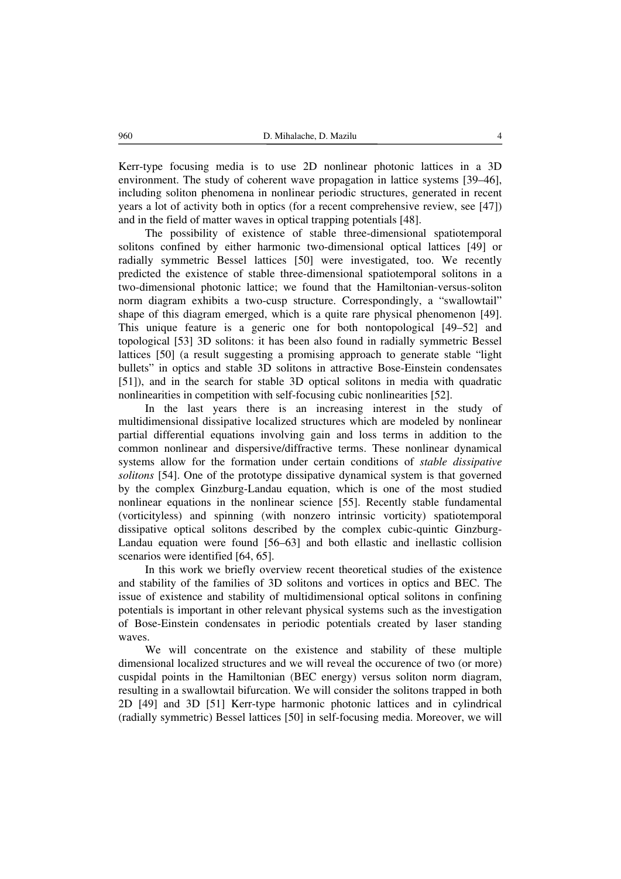Kerr-type focusing media is to use 2D nonlinear photonic lattices in a 3D environment. The study of coherent wave propagation in lattice systems [39–46], including soliton phenomena in nonlinear periodic structures, generated in recent years a lot of activity both in optics (for a recent comprehensive review, see [47]) and in the field of matter waves in optical trapping potentials [48].

The possibility of existence of stable three-dimensional spatiotemporal solitons confined by either harmonic two-dimensional optical lattices [49] or radially symmetric Bessel lattices [50] were investigated, too. We recently predicted the existence of stable three-dimensional spatiotemporal solitons in a two-dimensional photonic lattice; we found that the Hamiltonian-versus-soliton norm diagram exhibits a two-cusp structure. Correspondingly, a "swallowtail" shape of this diagram emerged, which is a quite rare physical phenomenon [49]. This unique feature is a generic one for both nontopological [49–52] and topological [53] 3D solitons: it has been also found in radially symmetric Bessel lattices [50] (a result suggesting a promising approach to generate stable "light bullets" in optics and stable 3D solitons in attractive Bose-Einstein condensates [51]), and in the search for stable 3D optical solitons in media with quadratic nonlinearities in competition with self-focusing cubic nonlinearities [52].

In the last years there is an increasing interest in the study of multidimensional dissipative localized structures which are modeled by nonlinear partial differential equations involving gain and loss terms in addition to the common nonlinear and dispersive/diffractive terms. These nonlinear dynamical systems allow for the formation under certain conditions of *stable dissipative solitons* [54]. One of the prototype dissipative dynamical system is that governed by the complex Ginzburg-Landau equation, which is one of the most studied nonlinear equations in the nonlinear science [55]. Recently stable fundamental (vorticityless) and spinning (with nonzero intrinsic vorticity) spatiotemporal dissipative optical solitons described by the complex cubic-quintic Ginzburg-Landau equation were found [56–63] and both ellastic and inellastic collision scenarios were identified [64, 65].

In this work we briefly overview recent theoretical studies of the existence and stability of the families of 3D solitons and vortices in optics and BEC. The issue of existence and stability of multidimensional optical solitons in confining potentials is important in other relevant physical systems such as the investigation of Bose-Einstein condensates in periodic potentials created by laser standing waves.

We will concentrate on the existence and stability of these multiple dimensional localized structures and we will reveal the occurence of two (or more) cuspidal points in the Hamiltonian (BEC energy) versus soliton norm diagram, resulting in a swallowtail bifurcation. We will consider the solitons trapped in both 2D [49] and 3D [51] Kerr-type harmonic photonic lattices and in cylindrical (radially symmetric) Bessel lattices [50] in self-focusing media. Moreover, we will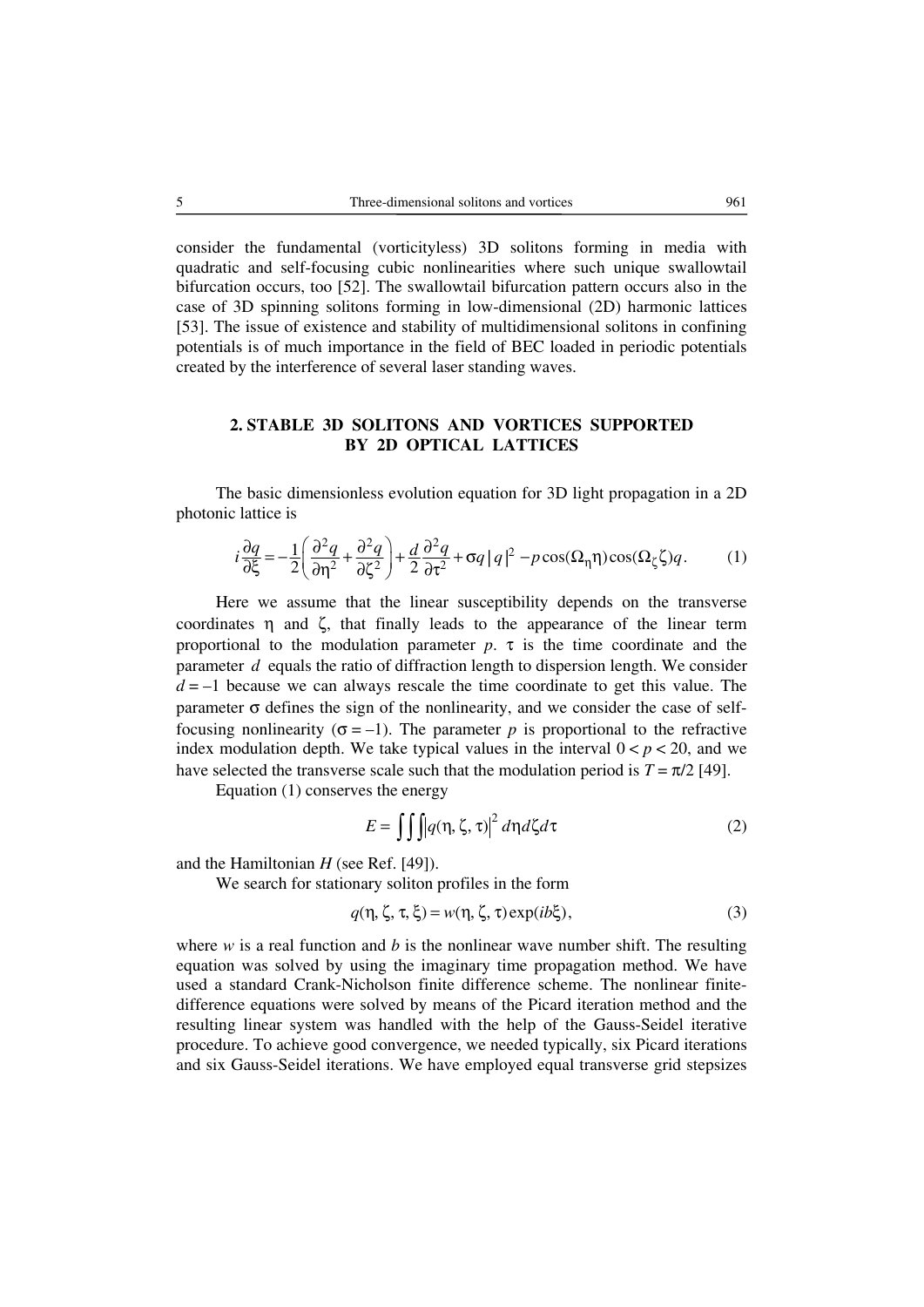consider the fundamental (vorticityless) 3D solitons forming in media with quadratic and self-focusing cubic nonlinearities where such unique swallowtail bifurcation occurs, too [52]. The swallowtail bifurcation pattern occurs also in the case of 3D spinning solitons forming in low-dimensional (2D) harmonic lattices [53]. The issue of existence and stability of multidimensional solitons in confining potentials is of much importance in the field of BEC loaded in periodic potentials created by the interference of several laser standing waves.

## 2. STABLE 3D SOLITONS AND VORTICES SUPPORTED BY 2D OPTICAL LATTICES

The basic dimensionless evolution equation for 3D light propagation in a 2D photonic lattice is

$$i\frac{\partial q}{\partial \xi} = -\frac{1}{2}\left(\frac{\partial^2 q}{\partial \eta^2} + \frac{\partial^2 q}{\partial \zeta^2}\right) + \frac{d}{2}\frac{\partial^2 q}{\partial \tau^2} + \sigma q\,|q|^2 - p\cos(\Omega_\eta \eta)\cos(\Omega_\zeta \zeta)q. \tag{1}$$

Here we assume that the linear susceptibility depends on the transverse coordinates $\eta$ and $\zeta$, that finally leads to the appearance of the linear term proportional to the modulation parameter $p$. $\tau$ is the time coordinate and the parameter $d$ equals the ratio of diffraction length to dispersion length. We consider $d = -1$ because we can always rescale the time coordinate to get this value. The parameter $\sigma$ defines the sign of the nonlinearity, and we consider the case of self-focusing nonlinearity ($\sigma = -1$). The parameter $p$ is proportional to the refractive index modulation depth. We take typical values in the interval $0 < p < 20$, and we have selected the transverse scale such that the modulation period is $T = \pi/2$ [49].

Equation (1) conserves the energy

$$E = \iiint \left|q(\eta, \zeta, \tau)\right|^2 d\eta d\zeta d\tau \tag{2}$$

and the Hamiltonian $H$ (see Ref. [49]).

We search for stationary soliton profiles in the form

$$q(\eta, \zeta, \tau, \xi) = w(\eta, \zeta, \tau)\exp(ib\xi), \tag{3}$$

where $w$ is a real function and $b$ is the nonlinear wave number shift. The resulting equation was solved by using the imaginary time propagation method. We have used a standard Crank-Nicholson finite difference scheme. The nonlinear finite-difference equations were solved by means of the Picard iteration method and the resulting linear system was handled with the help of the Gauss-Seidel iterative procedure. To achieve good convergence, we needed typically, six Picard iterations and six Gauss-Seidel iterations. We have employed equal transverse grid stepsizes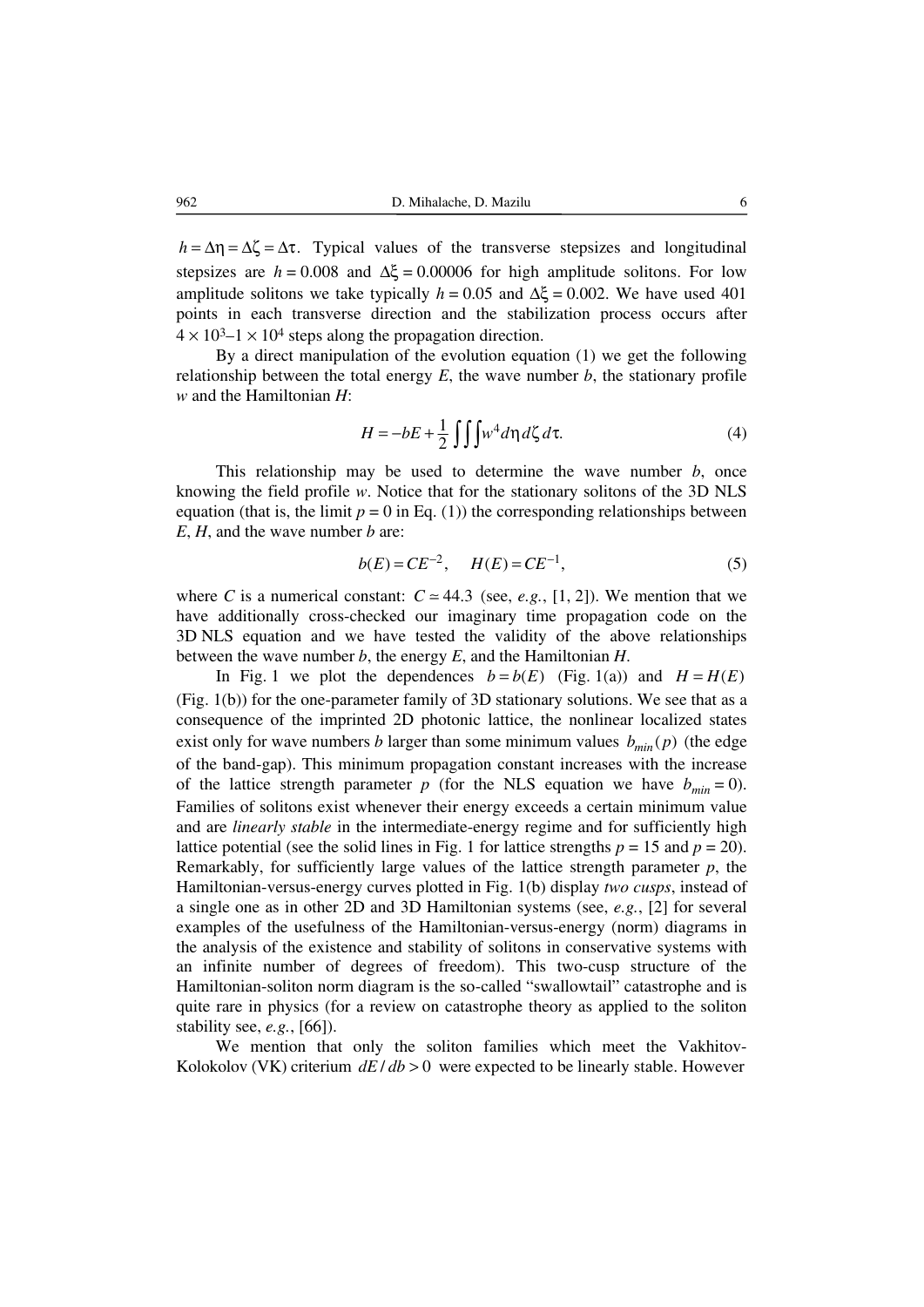$h = \Delta\eta = \Delta\zeta = \Delta\tau$. Typical values of the transverse stepsizes and longitudinal stepsizes are $h = 0.008$ and $\Delta\xi = 0.00006$ for high amplitude solitons. For low amplitude solitons we take typically $h = 0.05$ and $\Delta\xi = 0.002$. We have used 401 points in each transverse direction and the stabilization process occurs after $4 \times 10^3$–$1 \times 10^4$ steps along the propagation direction.

By a direct manipulation of the evolution equation (1) we get the following relationship between the total energy $E$, the wave number $b$, the stationary profile $w$ and the Hamiltonian $H$:

$$H = -bE + \frac{1}{2}\iiint w^4 d\eta\, d\zeta\, d\tau. \tag{4}$$

This relationship may be used to determine the wave number $b$, once knowing the field profile $w$. Notice that for the stationary solitons of the 3D NLS equation (that is, the limit $p = 0$ in Eq. (1)) the corresponding relationships between $E$, $H$, and the wave number $b$ are:

$$b(E) = CE^{-2}, \quad H(E) = CE^{-1}, \tag{5}$$

where $C$ is a numerical constant: $C \simeq 44.3$ (see, *e.g.*, [1, 2]). We mention that we have additionally cross-checked our imaginary time propagation code on the 3D NLS equation and we have tested the validity of the above relationships between the wave number $b$, the energy $E$, and the Hamiltonian $H$.

In Fig. 1 we plot the dependences $b = b(E)$ (Fig. 1(a)) and $H = H(E)$ (Fig. 1(b)) for the one-parameter family of 3D stationary solutions. We see that as a consequence of the imprinted 2D photonic lattice, the nonlinear localized states exist only for wave numbers $b$ larger than some minimum values $b_{min}(p)$ (the edge of the band-gap). This minimum propagation constant increases with the increase of the lattice strength parameter $p$ (for the NLS equation we have $b_{min} = 0$). Families of solitons exist whenever their energy exceeds a certain minimum value and are *linearly stable* in the intermediate-energy regime and for sufficiently high lattice potential (see the solid lines in Fig. 1 for lattice strengths $p = 15$ and $p = 20$). Remarkably, for sufficiently large values of the lattice strength parameter $p$, the Hamiltonian-versus-energy curves plotted in Fig. 1(b) display *two cusps*, instead of a single one as in other 2D and 3D Hamiltonian systems (see, *e.g.*, [2] for several examples of the usefulness of the Hamiltonian-versus-energy (norm) diagrams in the analysis of the existence and stability of solitons in conservative systems with an infinite number of degrees of freedom). This two-cusp structure of the Hamiltonian-soliton norm diagram is the so-called "swallowtail" catastrophe and is quite rare in physics (for a review on catastrophe theory as applied to the soliton stability see, *e.g.*, [66]).

We mention that only the soliton families which meet the Vakhitov-Kolokolov (VK) criterium $dE/db > 0$ were expected to be linearly stable. However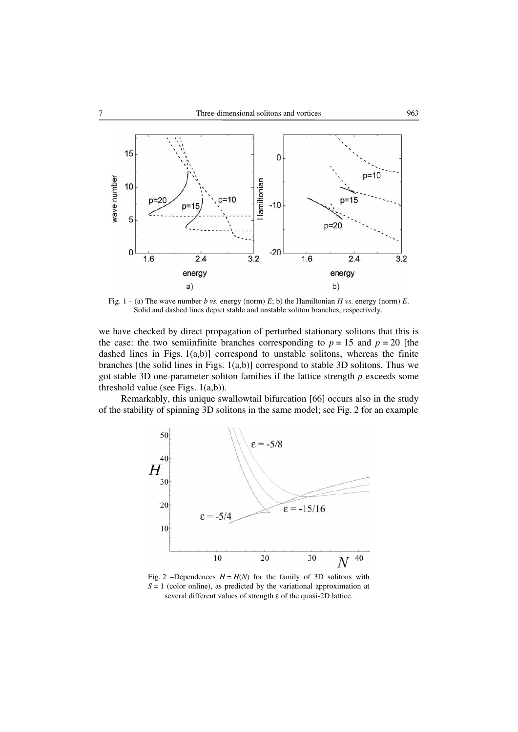Fig. 1 – (a) The wave number $b$ *vs.* energy (norm) $E$; b) the Hamiltonian $H$ *vs.* energy (norm) $E$. Solid and dashed lines depict stable and unstable soliton branches, respectively.

we have checked by direct propagation of perturbed stationary solitons that this is the case: the two semiinfinite branches corresponding to $p = 15$ and $p = 20$ [the dashed lines in Figs. 1(a,b)] correspond to unstable solitons, whereas the finite branches [the solid lines in Figs. 1(a,b)] correspond to stable 3D solitons. Thus we got stable 3D one-parameter soliton families if the lattice strength $p$ exceeds some threshold value (see Figs. 1(a,b)).

Remarkably, this unique swallowtail bifurcation [66] occurs also in the study of the stability of spinning 3D solitons in the same model; see Fig. 2 for an example

Fig. 2 –Dependences $H = H(N)$ for the family of 3D solitons with $S = 1$ (color online), as predicted by the variational approximation at several different values of strength ε of the quasi-2D lattice.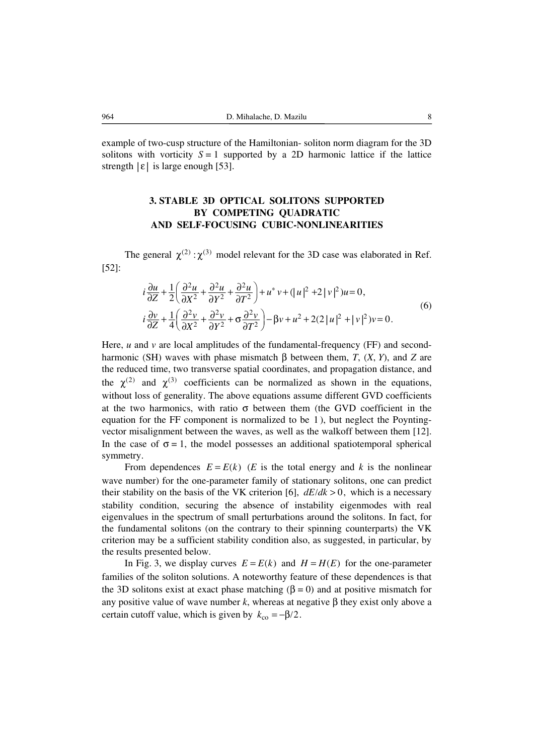example of two-cusp structure of the Hamiltonian- soliton norm diagram for the 3D solitons with vorticity $S = 1$ supported by a 2D harmonic lattice if the lattice strength $|\varepsilon|$ is large enough [53].

## 3. STABLE 3D OPTICAL SOLITONS SUPPORTED BY COMPETING QUADRATIC AND SELF-FOCUSING CUBIC-NONLINEARITIES

The general $\chi^{(2)} : \chi^{(3)}$ model relevant for the 3D case was elaborated in Ref. [52]:

$$
\begin{aligned}
&i\frac{\partial u}{\partial Z} + \frac{1}{2}\left(\frac{\partial^2 u}{\partial X^2} + \frac{\partial^2 u}{\partial Y^2} + \frac{\partial^2 u}{\partial T^2}\right) + u^* v + (|u|^2 + 2|v|^2)u = 0, \\
&i\frac{\partial v}{\partial Z} + \frac{1}{4}\left(\frac{\partial^2 v}{\partial X^2} + \frac{\partial^2 v}{\partial Y^2} + \sigma\frac{\partial^2 v}{\partial T^2}\right) - \beta v + u^2 + 2(2|u|^2 + |v|^2)v = 0.
\end{aligned}
\tag{6}
$$

Here, $u$ and $v$ are local amplitudes of the fundamental-frequency (FF) and second-harmonic (SH) waves with phase mismatch $\beta$ between them, $T$, $(X, Y)$, and $Z$ are the reduced time, two transverse spatial coordinates, and propagation distance, and the $\chi^{(2)}$ and $\chi^{(3)}$ coefficients can be normalized as shown in the equations, without loss of generality. The above equations assume different GVD coefficients at the two harmonics, with ratio $\sigma$ between them (the GVD coefficient in the equation for the FF component is normalized to be 1), but neglect the Poynting-vector misalignment between the waves, as well as the walkoff between them [12]. In the case of $\sigma = 1$, the model possesses an additional spatiotemporal spherical symmetry.

From dependences $E = E(k)$ ($E$ is the total energy and $k$ is the nonlinear wave number) for the one-parameter family of stationary solitons, one can predict their stability on the basis of the VK criterion [6], $dE/dk > 0$, which is a necessary stability condition, securing the absence of instability eigenmodes with real eigenvalues in the spectrum of small perturbations around the solitons. In fact, for the fundamental solitons (on the contrary to their spinning counterparts) the VK criterion may be a sufficient stability condition also, as suggested, in particular, by the results presented below.

In Fig. 3, we display curves $E = E(k)$ and $H = H(E)$ for the one-parameter families of the soliton solutions. A noteworthy feature of these dependences is that the 3D solitons exist at exact phase matching ($\beta = 0$) and at positive mismatch for any positive value of wave number $k$, whereas at negative $\beta$ they exist only above a certain cutoff value, which is given by $k_{\text{co}} = -\beta/2$.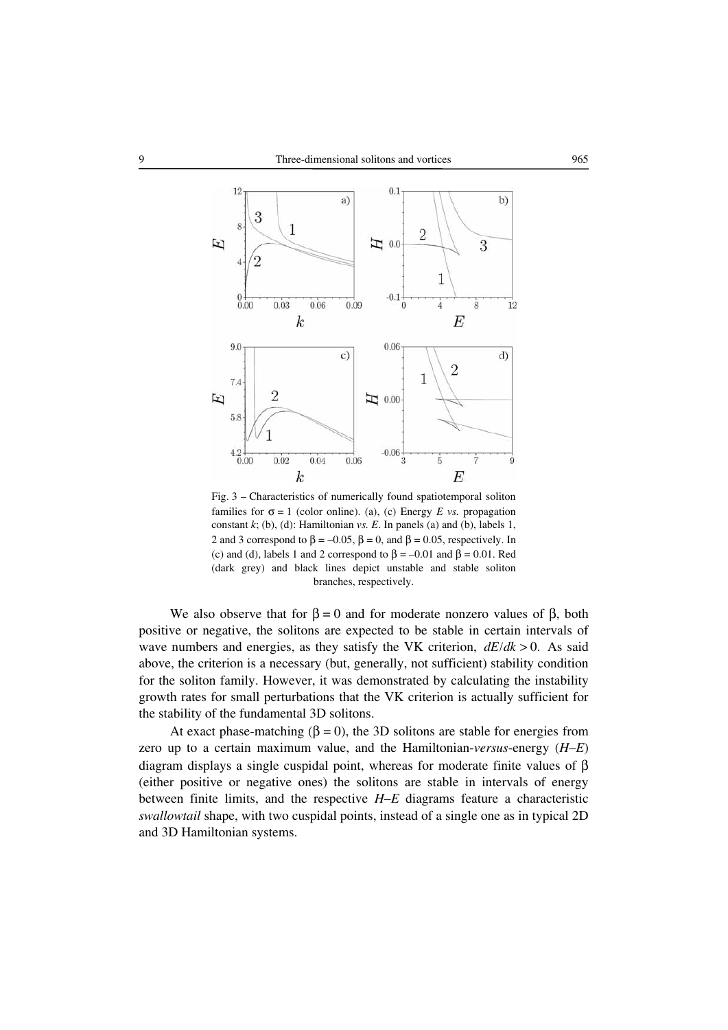Fig. 3 – Characteristics of numerically found spatiotemporal soliton families for $\sigma = 1$ (color online). (a), (c) Energy $E$ *vs.* propagation constant $k$; (b), (d): Hamiltonian *vs.* $E$. In panels (a) and (b), labels 1, 2 and 3 correspond to $\beta = -0.05$, $\beta = 0$, and $\beta = 0.05$, respectively. In (c) and (d), labels 1 and 2 correspond to $\beta = -0.01$ and $\beta = 0.01$. Red (dark grey) and black lines depict unstable and stable soliton branches, respectively.

We also observe that for $\beta = 0$ and for moderate nonzero values of $\beta$, both positive or negative, the solitons are expected to be stable in certain intervals of wave numbers and energies, as they satisfy the VK criterion, $dE/dk > 0$. As said above, the criterion is a necessary (but, generally, not sufficient) stability condition for the soliton family. However, it was demonstrated by calculating the instability growth rates for small perturbations that the VK criterion is actually sufficient for the stability of the fundamental 3D solitons.

At exact phase-matching ($\beta = 0$), the 3D solitons are stable for energies from zero up to a certain maximum value, and the Hamiltonian-*versus*-energy ($H$–$E$) diagram displays a single cuspidal point, whereas for moderate finite values of $\beta$ (either positive or negative ones) the solitons are stable in intervals of energy between finite limits, and the respective $H$–$E$ diagrams feature a characteristic *swallowtail* shape, with two cuspidal points, instead of a single one as in typical 2D and 3D Hamiltonian systems.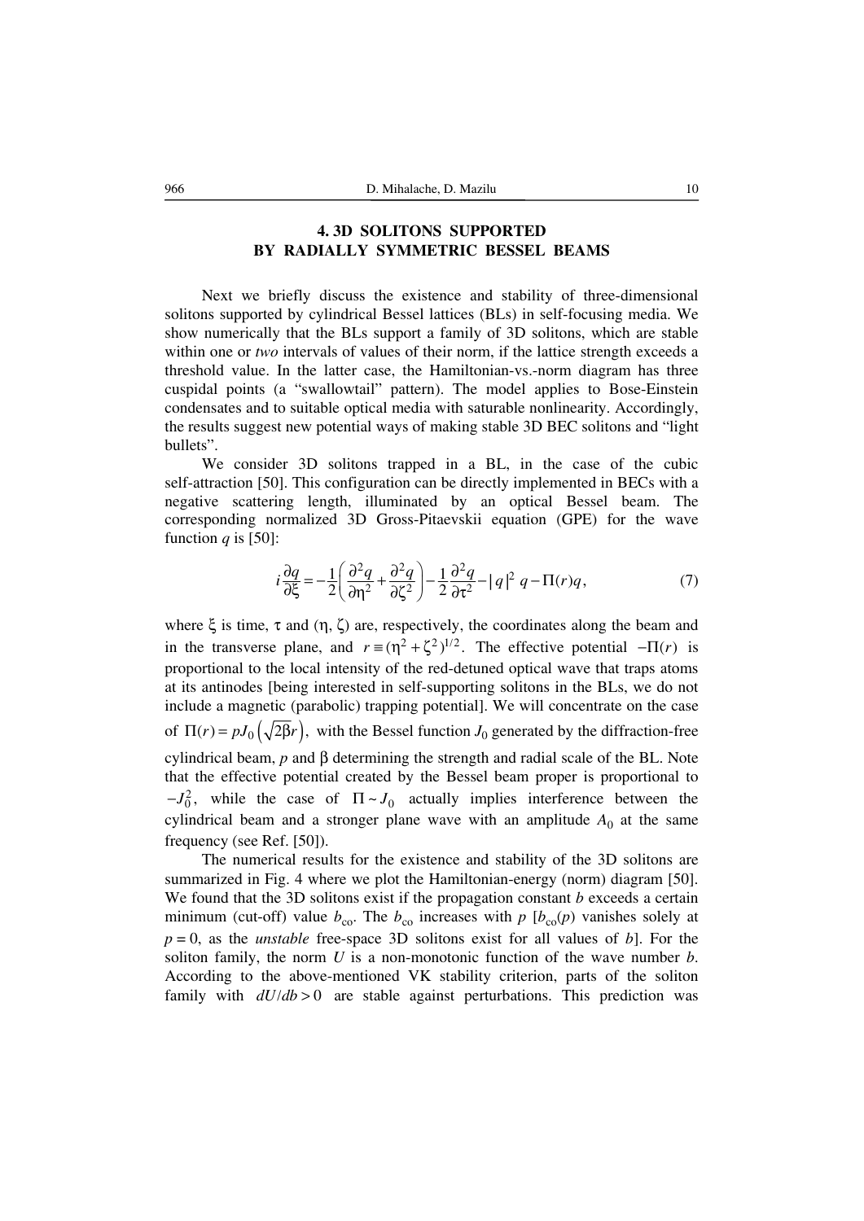## 4. 3D SOLITONS SUPPORTED BY RADIALLY SYMMETRIC BESSEL BEAMS

Next we briefly discuss the existence and stability of three-dimensional solitons supported by cylindrical Bessel lattices (BLs) in self-focusing media. We show numerically that the BLs support a family of 3D solitons, which are stable within one or *two* intervals of values of their norm, if the lattice strength exceeds a threshold value. In the latter case, the Hamiltonian-vs.-norm diagram has three cuspidal points (a "swallowtail" pattern). The model applies to Bose-Einstein condensates and to suitable optical media with saturable nonlinearity. Accordingly, the results suggest new potential ways of making stable 3D BEC solitons and "light bullets".

We consider 3D solitons trapped in a BL, in the case of the cubic self-attraction [50]. This configuration can be directly implemented in BECs with a negative scattering length, illuminated by an optical Bessel beam. The corresponding normalized 3D Gross-Pitaevskii equation (GPE) for the wave function $q$ is [50]:

$$i\frac{\partial q}{\partial \xi} = -\frac{1}{2}\left(\frac{\partial^2 q}{\partial \eta^2} + \frac{\partial^2 q}{\partial \zeta^2}\right) - \frac{1}{2}\frac{\partial^2 q}{\partial \tau^2} - |q|^2 q - \Pi(r)q, \tag{7}$$

where $\xi$ is time, $\tau$ and $(\eta, \zeta)$ are, respectively, the coordinates along the beam and in the transverse plane, and $r \equiv (\eta^2 + \zeta^2)^{1/2}$. The effective potential $-\Pi(r)$ is proportional to the local intensity of the red-detuned optical wave that traps atoms at its antinodes [being interested in self-supporting solitons in the BLs, we do not include a magnetic (parabolic) trapping potential]. We will concentrate on the case of $\Pi(r) = pJ_0\left(\sqrt{2\beta}r\right)$, with the Bessel function $J_0$ generated by the diffraction-free cylindrical beam, $p$ and $\beta$ determining the strength and radial scale of the BL. Note that the effective potential created by the Bessel beam proper is proportional to $-J_0^2$, while the case of $\Pi \sim J_0$ actually implies interference between the cylindrical beam and a stronger plane wave with an amplitude $A_0$ at the same frequency (see Ref. [50]).

The numerical results for the existence and stability of the 3D solitons are summarized in Fig. 4 where we plot the Hamiltonian-energy (norm) diagram [50]. We found that the 3D solitons exist if the propagation constant $b$ exceeds a certain minimum (cut-off) value $b_{co}$. The $b_{co}$ increases with $p$ [$b_{co}(p)$ vanishes solely at $p = 0$, as the *unstable* free-space 3D solitons exist for all values of $b$]. For the soliton family, the norm $U$ is a non-monotonic function of the wave number $b$. According to the above-mentioned VK stability criterion, parts of the soliton family with $dU/db > 0$ are stable against perturbations. This prediction was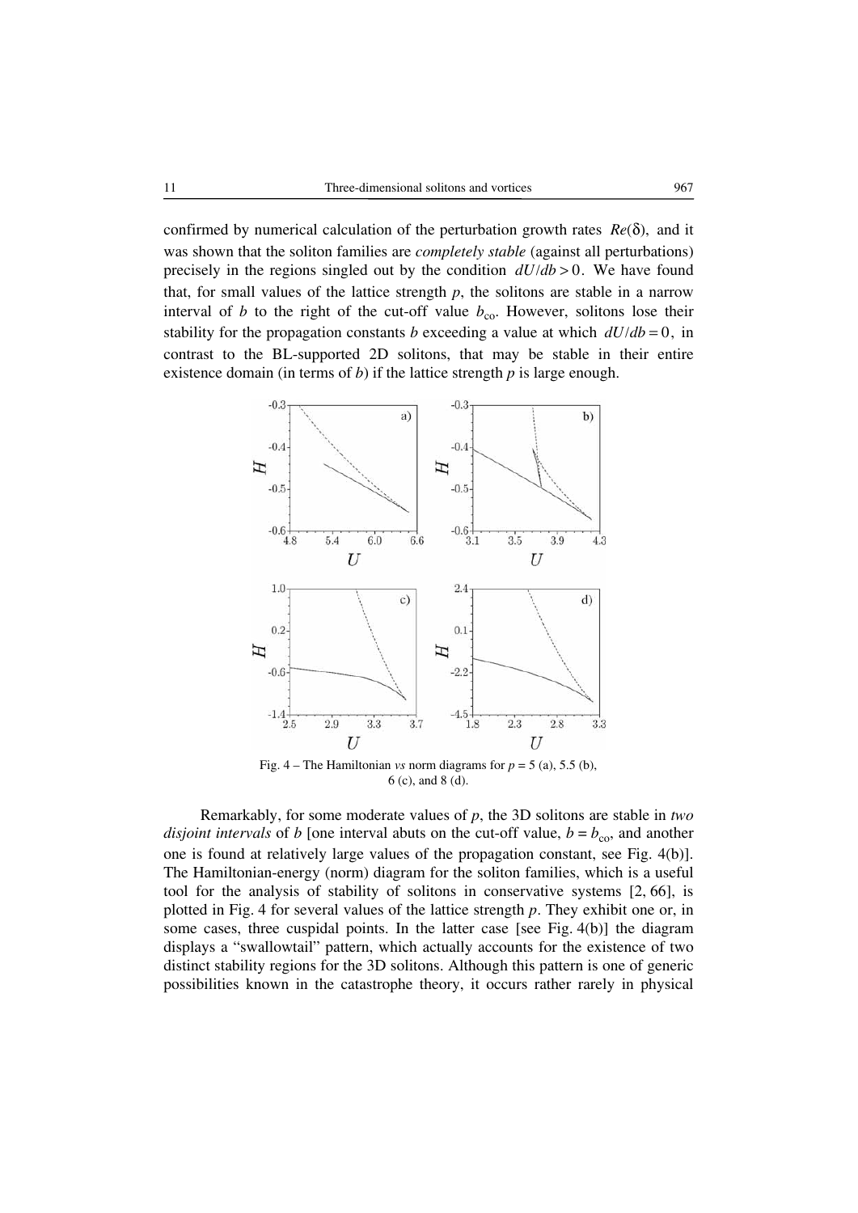confirmed by numerical calculation of the perturbation growth rates $Re(\delta)$, and it was shown that the soliton families are *completely stable* (against all perturbations) precisely in the regions singled out by the condition $dU/db > 0$. We have found that, for small values of the lattice strength $p$, the solitons are stable in a narrow interval of $b$ to the right of the cut-off value $b_{co}$. However, solitons lose their stability for the propagation constants $b$ exceeding a value at which $dU/db = 0$, in contrast to the BL-supported 2D solitons, that may be stable in their entire existence domain (in terms of $b$) if the lattice strength $p$ is large enough.

Fig. 4 – The Hamiltonian *vs* norm diagrams for $p = 5$ (a), 5.5 (b), 6 (c), and 8 (d).

Remarkably, for some moderate values of $p$, the 3D solitons are stable in *two disjoint intervals* of $b$ [one interval abuts on the cut-off value, $b = b_{co}$, and another one is found at relatively large values of the propagation constant, see Fig. 4(b)]. The Hamiltonian-energy (norm) diagram for the soliton families, which is a useful tool for the analysis of stability of solitons in conservative systems [2, 66], is plotted in Fig. 4 for several values of the lattice strength $p$. They exhibit one or, in some cases, three cuspidal points. In the latter case [see Fig. 4(b)] the diagram displays a "swallowtail" pattern, which actually accounts for the existence of two distinct stability regions for the 3D solitons. Although this pattern is one of generic possibilities known in the catastrophe theory, it occurs rather rarely in physical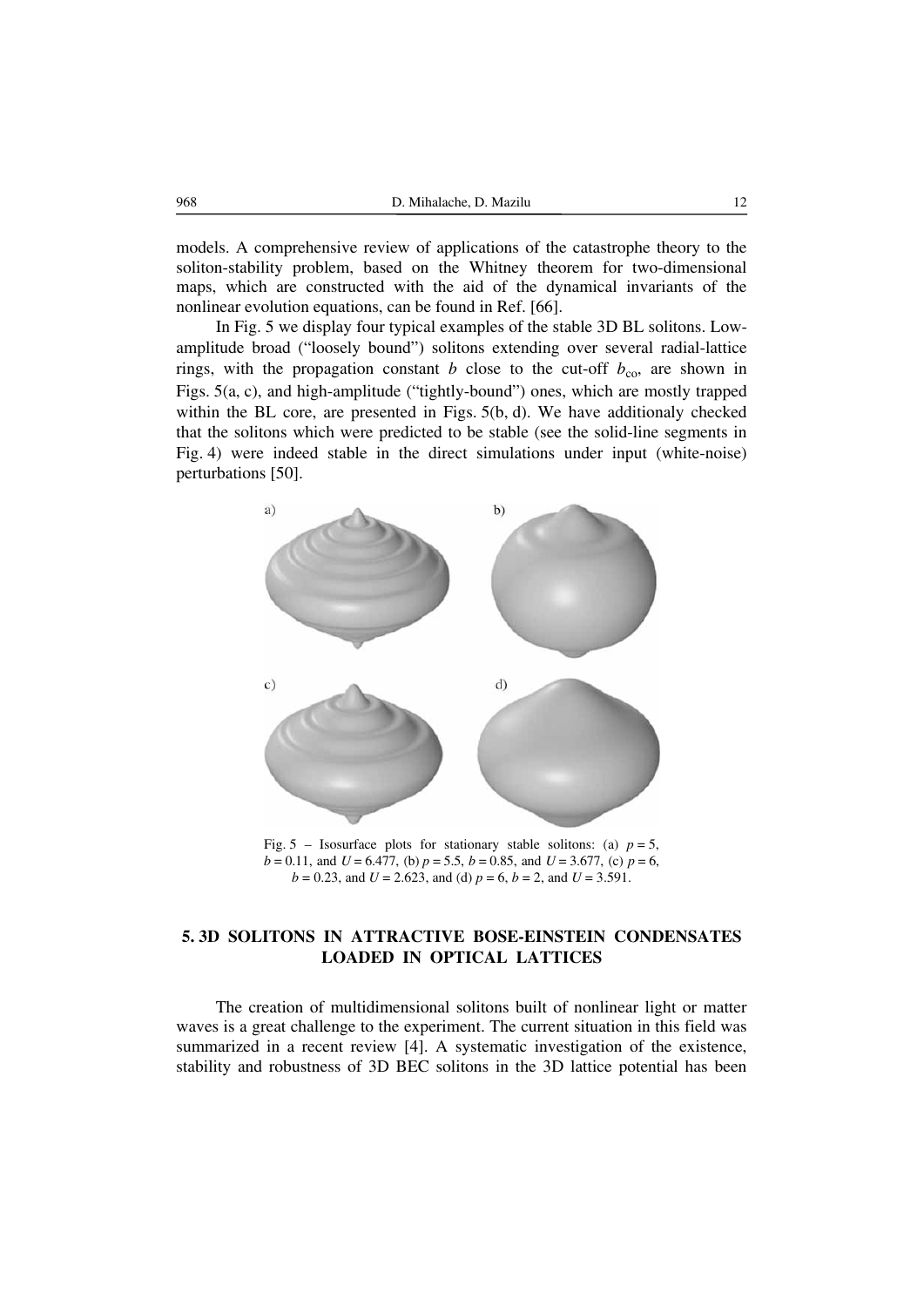models. A comprehensive review of applications of the catastrophe theory to the soliton-stability problem, based on the Whitney theorem for two-dimensional maps, which are constructed with the aid of the dynamical invariants of the nonlinear evolution equations, can be found in Ref. [66].

In Fig. 5 we display four typical examples of the stable 3D BL solitons. Low-amplitude broad ("loosely bound") solitons extending over several radial-lattice rings, with the propagation constant $b$ close to the cut-off $b_{\text{co}}$, are shown in Figs. 5(a, c), and high-amplitude ("tightly-bound") ones, which are mostly trapped within the BL core, are presented in Figs. 5(b, d). We have additionaly checked that the solitons which were predicted to be stable (see the solid-line segments in Fig. 4) were indeed stable in the direct simulations under input (white-noise) perturbations [50].

Fig. 5 – Isosurface plots for stationary stable solitons: (a) $p = 5$, $b = 0.11$, and $U = 6.477$, (b) $p = 5.5$, $b = 0.85$, and $U = 3.677$, (c) $p = 6$, $b = 0.23$, and $U = 2.623$, and (d) $p = 6$, $b = 2$, and $U = 3.591$.

## 5. 3D SOLITONS IN ATTRACTIVE BOSE-EINSTEIN CONDENSATES LOADED IN OPTICAL LATTICES

The creation of multidimensional solitons built of nonlinear light or matter waves is a great challenge to the experiment. The current situation in this field was summarized in a recent review [4]. A systematic investigation of the existence, stability and robustness of 3D BEC solitons in the 3D lattice potential has been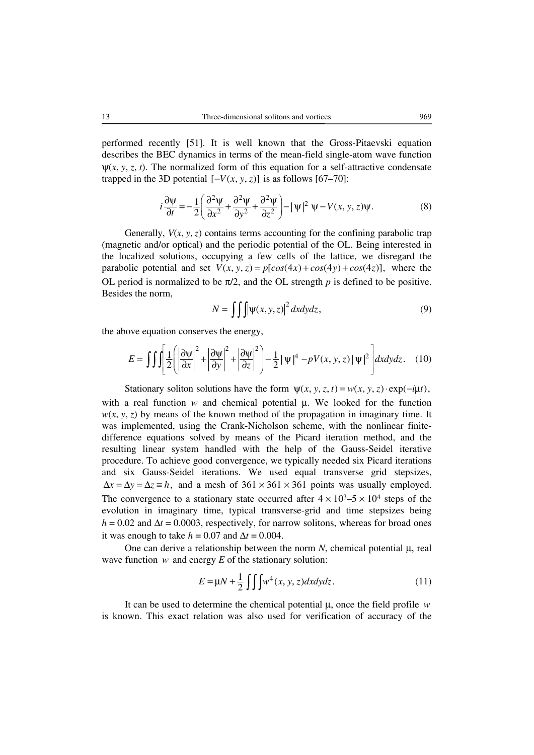performed recently [51]. It is well known that the Gross-Pitaevski equation describes the BEC dynamics in terms of the mean-field single-atom wave function $\psi(x, y, z, t)$. The normalized form of this equation for a self-attractive condensate trapped in the 3D potential $[-V(x, y, z)]$ is as follows [67–70]:

$$i\frac{\partial\psi}{\partial t} = -\frac{1}{2}\left(\frac{\partial^2\psi}{\partial x^2} + \frac{\partial^2\psi}{\partial y^2} + \frac{\partial^2\psi}{\partial z^2}\right) - |\psi|^2\,\psi - V(x, y, z)\psi. \tag{8}$$

Generally, $V(x, y, z)$ contains terms accounting for the confining parabolic trap (magnetic and/or optical) and the periodic potential of the OL. Being interested in the localized solutions, occupying a few cells of the lattice, we disregard the parabolic potential and set $V(x, y, z) = p[cos(4x) + cos(4y) + cos(4z)]$, where the OL period is normalized to be $\pi/2$, and the OL strength $p$ is defined to be positive. Besides the norm,

$$N = \iiint |\psi(x, y, z)|^2\, dxdydz, \tag{9}$$

the above equation conserves the energy,

$$E = \iiint\left[\frac{1}{2}\left(\left|\frac{\partial\psi}{\partial x}\right|^2 + \left|\frac{\partial\psi}{\partial y}\right|^2 + \left|\frac{\partial\psi}{\partial z}\right|^2\right) - \frac{1}{2}|\psi|^4 - pV(x, y, z)|\psi|^2\right] dxdydz. \tag{10}$$

Stationary soliton solutions have the form $\psi(x, y, z, t) = w(x, y, z)\cdot\exp(-i\mu t)$, with a real function $w$ and chemical potential $\mu$. We looked for the function $w(x, y, z)$ by means of the known method of the propagation in imaginary time. It was implemented, using the Crank-Nicholson scheme, with the nonlinear finite-difference equations solved by means of the Picard iteration method, and the resulting linear system handled with the help of the Gauss-Seidel iterative procedure. To achieve good convergence, we typically needed six Picard iterations and six Gauss-Seidel iterations. We used equal transverse grid stepsizes, $\Delta x = \Delta y = \Delta z \equiv h$, and a mesh of $361 \times 361 \times 361$ points was usually employed. The convergence to a stationary state occurred after $4 \times 10^3$–$5 \times 10^4$ steps of the evolution in imaginary time, typical transverse-grid and time stepsizes being $h = 0.02$ and $\Delta t = 0.0003$, respectively, for narrow solitons, whereas for broad ones it was enough to take $h = 0.07$ and $\Delta t = 0.004$.

One can derive a relationship between the norm $N$, chemical potential $\mu$, real wave function $w$ and energy $E$ of the stationary solution:

$$E = \mu N + \frac{1}{2}\iiint w^4(x, y, z)dxdydz. \tag{11}$$

It can be used to determine the chemical potential $\mu$, once the field profile $w$ is known. This exact relation was also used for verification of accuracy of the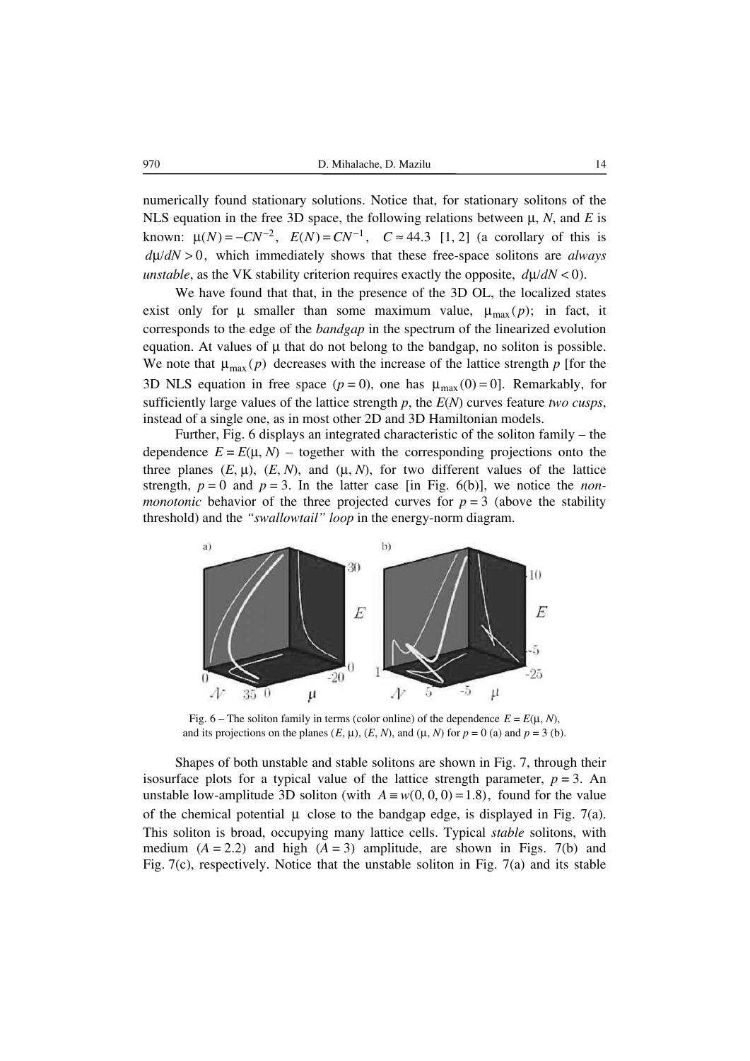numerically found stationary solutions. Notice that, for stationary solitons of the NLS equation in the free 3D space, the following relations between μ, $N$, and $E$ is known: $\mu(N) = -CN^{-2}$, $E(N) = CN^{-1}$, $C \approx 44.3$ [1, 2] (a corollary of this is $d\mu/dN > 0$, which immediately shows that these free-space solitons are *always unstable*, as the VK stability criterion requires exactly the opposite, $d\mu/dN < 0$).

We have found that that, in the presence of the 3D OL, the localized states exist only for μ smaller than some maximum value, $\mu_{\max}(p)$; in fact, it corresponds to the edge of the *bandgap* in the spectrum of the linearized evolution equation. At values of μ that do not belong to the bandgap, no soliton is possible. We note that $\mu_{\max}(p)$ decreases with the increase of the lattice strength $p$ [for the 3D NLS equation in free space ($p = 0$), one has $\mu_{\max}(0) = 0$]. Remarkably, for sufficiently large values of the lattice strength $p$, the $E(N)$ curves feature *two cusps*, instead of a single one, as in most other 2D and 3D Hamiltonian models.

Further, Fig. 6 displays an integrated characteristic of the soliton family – the dependence $E = E(\mu, N)$ – together with the corresponding projections onto the three planes $(E, \mu)$, $(E, N)$, and $(\mu, N)$, for two different values of the lattice strength, $p = 0$ and $p = 3$. In the latter case [in Fig. 6(b)], we notice the *non-monotonic* behavior of the three projected curves for $p = 3$ (above the stability threshold) and the *"swallowtail" loop* in the energy-norm diagram.

Fig. 6 – The soliton family in terms (color online) of the dependence $E = E(\mu, N)$, and its projections on the planes $(E, \mu)$, $(E, N)$, and $(\mu, N)$ for $p = 0$ (a) and $p = 3$ (b).

Shapes of both unstable and stable solitons are shown in Fig. 7, through their isosurface plots for a typical value of the lattice strength parameter, $p = 3$. An unstable low-amplitude 3D soliton (with $A \equiv w(0, 0, 0) = 1.8$), found for the value of the chemical potential μ close to the bandgap edge, is displayed in Fig. 7(a). This soliton is broad, occupying many lattice cells. Typical *stable* solitons, with medium ($A = 2.2$) and high ($A = 3$) amplitude, are shown in Figs. 7(b) and Fig. 7(c), respectively. Notice that the unstable soliton in Fig. 7(a) and its stable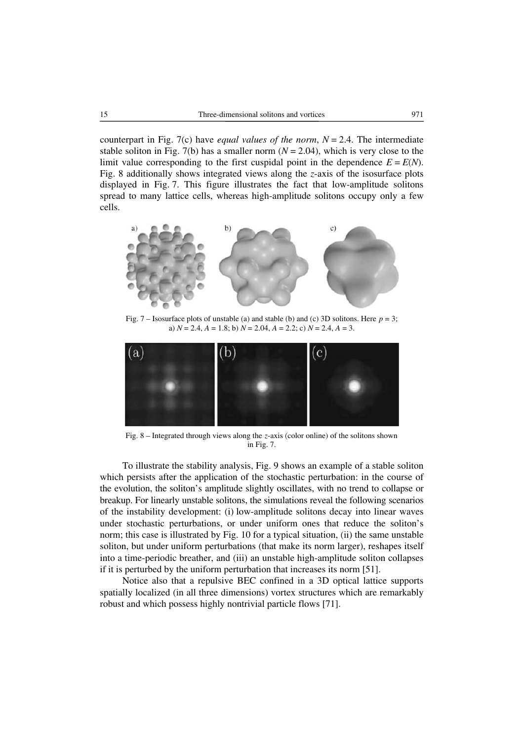counterpart in Fig. 7(c) have *equal values of the norm*, $N = 2.4$. The intermediate stable soliton in Fig. 7(b) has a smaller norm ($N = 2.04$), which is very close to the limit value corresponding to the first cuspidal point in the dependence $E = E(N)$. Fig. 8 additionally shows integrated views along the $z$-axis of the isosurface plots displayed in Fig. 7. This figure illustrates the fact that low-amplitude solitons spread to many lattice cells, whereas high-amplitude solitons occupy only a few cells.

Fig. 7 – Isosurface plots of unstable (a) and stable (b) and (c) 3D solitons. Here $p = 3$; a) $N = 2.4$, $A = 1.8$; b) $N = 2.04$, $A = 2.2$; c) $N = 2.4$, $A = 3$.

Fig. 8 – Integrated through views along the $z$-axis (color online) of the solitons shown in Fig. 7.

To illustrate the stability analysis, Fig. 9 shows an example of a stable soliton which persists after the application of the stochastic perturbation: in the course of the evolution, the soliton's amplitude slightly oscillates, with no trend to collapse or breakup. For linearly unstable solitons, the simulations reveal the following scenarios of the instability development: (i) low-amplitude solitons decay into linear waves under stochastic perturbations, or under uniform ones that reduce the soliton's norm; this case is illustrated by Fig. 10 for a typical situation, (ii) the same unstable soliton, but under uniform perturbations (that make its norm larger), reshapes itself into a time-periodic breather, and (iii) an unstable high-amplitude soliton collapses if it is perturbed by the uniform perturbation that increases its norm [51].

Notice also that a repulsive BEC confined in a 3D optical lattice supports spatially localized (in all three dimensions) vortex structures which are remarkably robust and which possess highly nontrivial particle flows [71].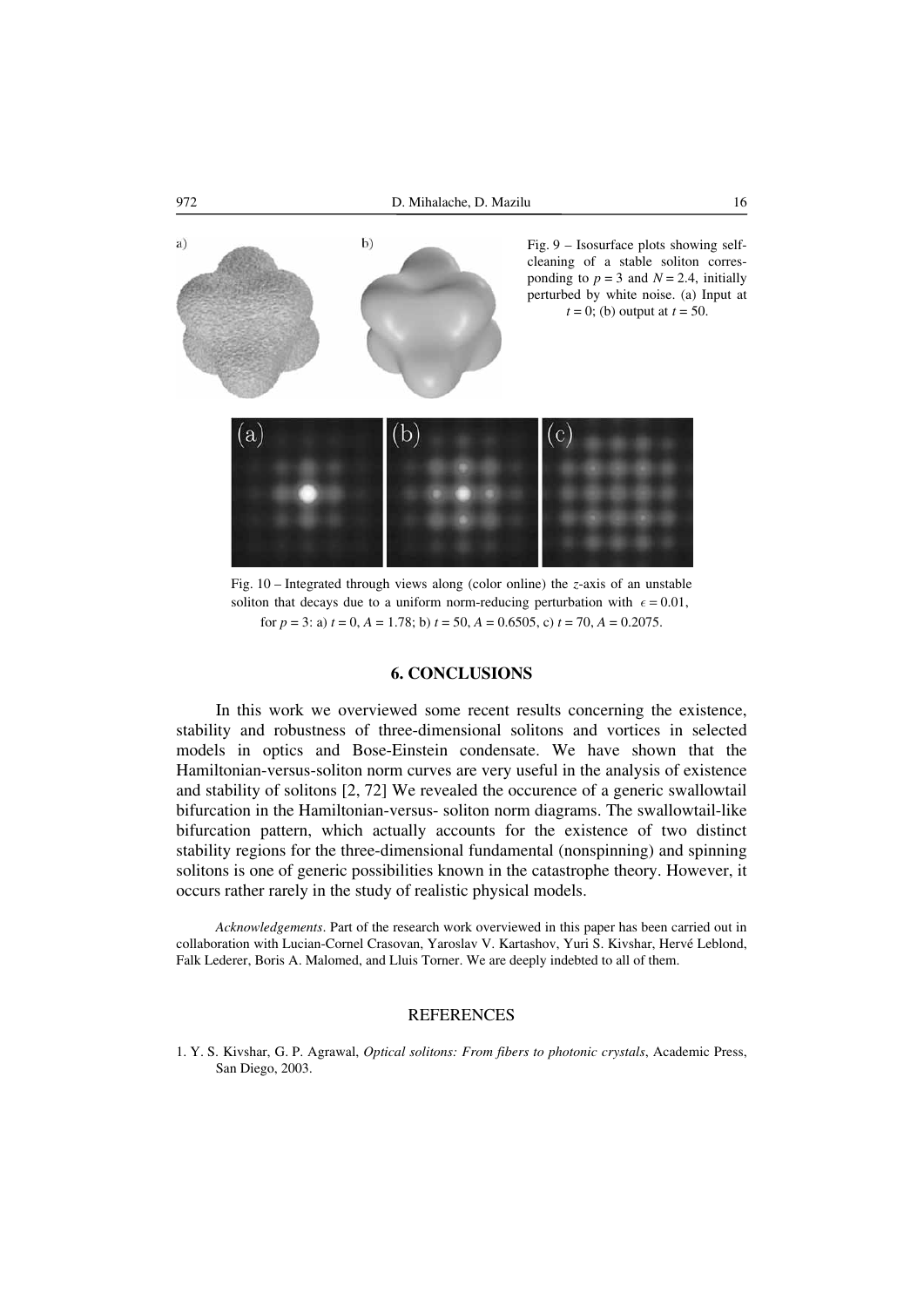Fig. 9 – Isosurface plots showing self-cleaning of a stable soliton corresponding to $p = 3$ and $N = 2.4$, initially perturbed by white noise. (a) Input at $t = 0$; (b) output at $t = 50$.

Fig. 10 – Integrated through views along (color online) the $z$-axis of an unstable soliton that decays due to a uniform norm-reducing perturbation with $\epsilon = 0.01$, for $p = 3$: a) $t = 0$, $A = 1.78$; b) $t = 50$, $A = 0.6505$, c) $t = 70$, $A = 0.2075$.

## 6. CONCLUSIONS

In this work we overviewed some recent results concerning the existence, stability and robustness of three-dimensional solitons and vortices in selected models in optics and Bose-Einstein condensate. We have shown that the Hamiltonian-versus-soliton norm curves are very useful in the analysis of existence and stability of solitons [2, 72] We revealed the occurence of a generic swallowtail bifurcation in the Hamiltonian-versus- soliton norm diagrams. The swallowtail-like bifurcation pattern, which actually accounts for the existence of two distinct stability regions for the three-dimensional fundamental (nonspinning) and spinning solitons is one of generic possibilities known in the catastrophe theory. However, it occurs rather rarely in the study of realistic physical models.

*Acknowledgements*. Part of the research work overviewed in this paper has been carried out in collaboration with Lucian-Cornel Crasovan, Yaroslav V. Kartashov, Yuri S. Kivshar, Hervé Leblond, Falk Lederer, Boris A. Malomed, and Lluis Torner. We are deeply indebted to all of them.

## REFERENCES

1. Y. S. Kivshar, G. P. Agrawal, *Optical solitons: From fibers to photonic crystals*, Academic Press, San Diego, 2003.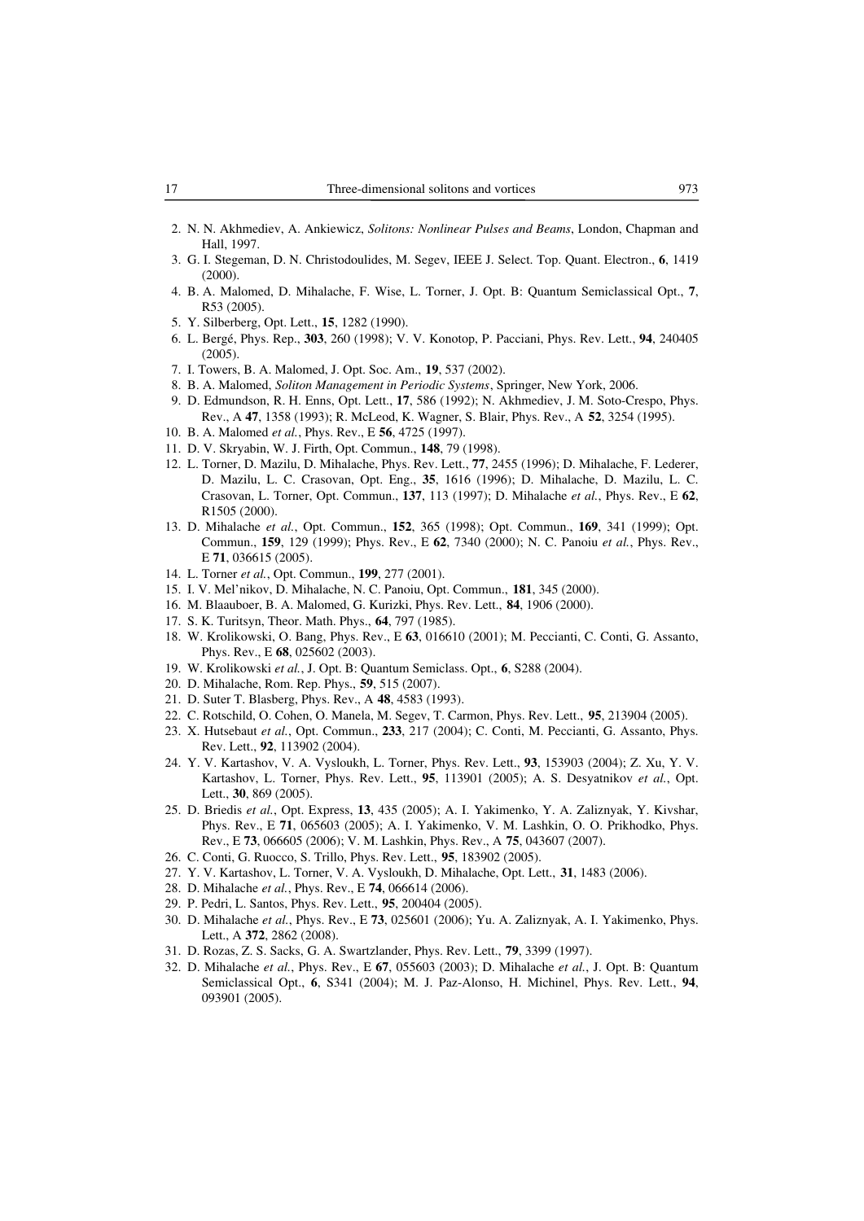2. N. N. Akhmediev, A. Ankiewicz, *Solitons: Nonlinear Pulses and Beams*, London, Chapman and Hall, 1997.
3. G. I. Stegeman, D. N. Christodoulides, M. Segev, IEEE J. Select. Top. Quant. Electron., **6**, 1419 (2000).
4. B. A. Malomed, D. Mihalache, F. Wise, L. Torner, J. Opt. B: Quantum Semiclassical Opt., **7**, R53 (2005).
5. Y. Silberberg, Opt. Lett., **15**, 1282 (1990).
6. L. Bergé, Phys. Rep., **303**, 260 (1998); V. V. Konotop, P. Pacciani, Phys. Rev. Lett., **94**, 240405 (2005).
7. I. Towers, B. A. Malomed, J. Opt. Soc. Am., **19**, 537 (2002).
8. B. A. Malomed, *Soliton Management in Periodic Systems*, Springer, New York, 2006.
9. D. Edmundson, R. H. Enns, Opt. Lett., **17**, 586 (1992); N. Akhmediev, J. M. Soto-Crespo, Phys. Rev., A **47**, 1358 (1993); R. McLeod, K. Wagner, S. Blair, Phys. Rev., A **52**, 3254 (1995).
10. B. A. Malomed *et al.*, Phys. Rev., E **56**, 4725 (1997).
11. D. V. Skryabin, W. J. Firth, Opt. Commun., **148**, 79 (1998).
12. L. Torner, D. Mazilu, D. Mihalache, Phys. Rev. Lett., **77**, 2455 (1996); D. Mihalache, F. Lederer, D. Mazilu, L. C. Crasovan, Opt. Eng., **35**, 1616 (1996); D. Mihalache, D. Mazilu, L. C. Crasovan, L. Torner, Opt. Commun., **137**, 113 (1997); D. Mihalache *et al.*, Phys. Rev., E **62**, R1505 (2000).
13. D. Mihalache *et al.*, Opt. Commun., **152**, 365 (1998); Opt. Commun., **169**, 341 (1999); Opt. Commun., **159**, 129 (1999); Phys. Rev., E **62**, 7340 (2000); N. C. Panoiu *et al.*, Phys. Rev., E **71**, 036615 (2005).
14. L. Torner *et al.*, Opt. Commun., **199**, 277 (2001).
15. I. V. Mel'nikov, D. Mihalache, N. C. Panoiu, Opt. Commun., **181**, 345 (2000).
16. M. Blaauboer, B. A. Malomed, G. Kurizki, Phys. Rev. Lett., **84**, 1906 (2000).
17. S. K. Turitsyn, Theor. Math. Phys., **64**, 797 (1985).
18. W. Krolikowski, O. Bang, Phys. Rev., E **63**, 016610 (2001); M. Peccianti, C. Conti, G. Assanto, Phys. Rev., E **68**, 025602 (2003).
19. W. Krolikowski *et al.*, J. Opt. B: Quantum Semiclass. Opt., **6**, S288 (2004).
20. D. Mihalache, Rom. Rep. Phys., **59**, 515 (2007).
21. D. Suter T. Blasberg, Phys. Rev., A **48**, 4583 (1993).
22. C. Rotschild, O. Cohen, O. Manela, M. Segev, T. Carmon, Phys. Rev. Lett., **95**, 213904 (2005).
23. X. Hutsebaut *et al.*, Opt. Commun., **233**, 217 (2004); C. Conti, M. Peccianti, G. Assanto, Phys. Rev. Lett., **92**, 113902 (2004).
24. Y. V. Kartashov, V. A. Vysloukh, L. Torner, Phys. Rev. Lett., **93**, 153903 (2004); Z. Xu, Y. V. Kartashov, L. Torner, Phys. Rev. Lett., **95**, 113901 (2005); A. S. Desyatnikov *et al.*, Opt. Lett., **30**, 869 (2005).
25. D. Briedis *et al.*, Opt. Express, **13**, 435 (2005); A. I. Yakimenko, Y. A. Zaliznyak, Y. Kivshar, Phys. Rev., E **71**, 065603 (2005); A. I. Yakimenko, V. M. Lashkin, O. O. Prikhodko, Phys. Rev., E **73**, 066605 (2006); V. M. Lashkin, Phys. Rev., A **75**, 043607 (2007).
26. C. Conti, G. Ruocco, S. Trillo, Phys. Rev. Lett., **95**, 183902 (2005).
27. Y. V. Kartashov, L. Torner, V. A. Vysloukh, D. Mihalache, Opt. Lett., **31**, 1483 (2006).
28. D. Mihalache *et al.*, Phys. Rev., E **74**, 066614 (2006).
29. P. Pedri, L. Santos, Phys. Rev. Lett., **95**, 200404 (2005).
30. D. Mihalache *et al.*, Phys. Rev., E **73**, 025601 (2006); Yu. A. Zaliznyak, A. I. Yakimenko, Phys. Lett., A **372**, 2862 (2008).
31. D. Rozas, Z. S. Sacks, G. A. Swartzlander, Phys. Rev. Lett., **79**, 3399 (1997).
32. D. Mihalache *et al.*, Phys. Rev., E **67**, 055603 (2003); D. Mihalache *et al.*, J. Opt. B: Quantum Semiclassical Opt., **6**, S341 (2004); M. J. Paz-Alonso, H. Michinel, Phys. Rev. Lett., **94**, 093901 (2005).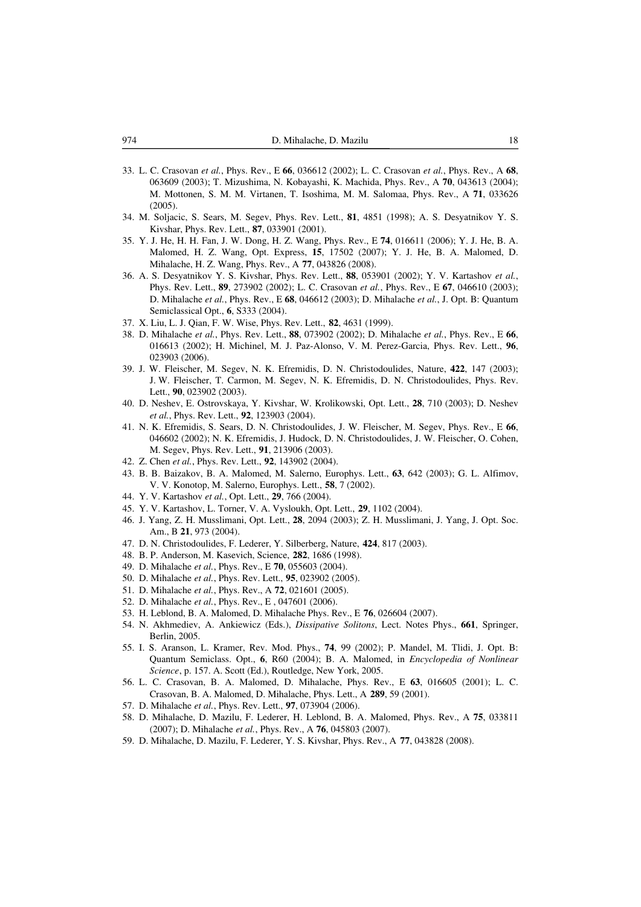33. L. C. Crasovan *et al.*, Phys. Rev., E **66**, 036612 (2002); L. C. Crasovan *et al.*, Phys. Rev., A **68**, 063609 (2003); T. Mizushima, N. Kobayashi, K. Machida, Phys. Rev., A **70**, 043613 (2004); M. Mottonen, S. M. M. Virtanen, T. Isoshima, M. M. Salomaa, Phys. Rev., A **71**, 033626 (2005).
34. M. Soljacic, S. Sears, M. Segev, Phys. Rev. Lett., **81**, 4851 (1998); A. S. Desyatnikov Y. S. Kivshar, Phys. Rev. Lett., **87**, 033901 (2001).
35. Y. J. He, H. H. Fan, J. W. Dong, H. Z. Wang, Phys. Rev., E **74**, 016611 (2006); Y. J. He, B. A. Malomed, H. Z. Wang, Opt. Express, **15**, 17502 (2007); Y. J. He, B. A. Malomed, D. Mihalache, H. Z. Wang, Phys. Rev., A **77**, 043826 (2008).
36. A. S. Desyatnikov Y. S. Kivshar, Phys. Rev. Lett., **88**, 053901 (2002); Y. V. Kartashov *et al.*, Phys. Rev. Lett., **89**, 273902 (2002); L. C. Crasovan *et al.*, Phys. Rev., E **67**, 046610 (2003); D. Mihalache *et al.*, Phys. Rev., E **68**, 046612 (2003); D. Mihalache *et al.*, J. Opt. B: Quantum Semiclassical Opt., **6**, S333 (2004).
37. X. Liu, L. J. Qian, F. W. Wise, Phys. Rev. Lett., **82**, 4631 (1999).
38. D. Mihalache *et al.*, Phys. Rev. Lett., **88**, 073902 (2002); D. Mihalache *et al.*, Phys. Rev., E **66**, 016613 (2002); H. Michinel, M. J. Paz-Alonso, V. M. Perez-Garcia, Phys. Rev. Lett., **96**, 023903 (2006).
39. J. W. Fleischer, M. Segev, N. K. Efremidis, D. N. Christodoulides, Nature, **422**, 147 (2003); J. W. Fleischer, T. Carmon, M. Segev, N. K. Efremidis, D. N. Christodoulides, Phys. Rev. Lett., **90**, 023902 (2003).
40. D. Neshev, E. Ostrovskaya, Y. Kivshar, W. Krolikowski, Opt. Lett., **28**, 710 (2003); D. Neshev *et al.*, Phys. Rev. Lett., **92**, 123903 (2004).
41. N. K. Efremidis, S. Sears, D. N. Christodoulides, J. W. Fleischer, M. Segev, Phys. Rev., E **66**, 046602 (2002); N. K. Efremidis, J. Hudock, D. N. Christodoulides, J. W. Fleischer, O. Cohen, M. Segev, Phys. Rev. Lett., **91**, 213906 (2003).
42. Z. Chen *et al.*, Phys. Rev. Lett., **92**, 143902 (2004).
43. B. B. Baizakov, B. A. Malomed, M. Salerno, Europhys. Lett., **63**, 642 (2003); G. L. Alfimov, V. V. Konotop, M. Salerno, Europhys. Lett., **58**, 7 (2002).
44. Y. V. Kartashov *et al.*, Opt. Lett., **29**, 766 (2004).
45. Y. V. Kartashov, L. Torner, V. A. Vysloukh, Opt. Lett., **29**, 1102 (2004).
46. J. Yang, Z. H. Musslimani, Opt. Lett., **28**, 2094 (2003); Z. H. Musslimani, J. Yang, J. Opt. Soc. Am., B **21**, 973 (2004).
47. D. N. Christodoulides, F. Lederer, Y. Silberberg, Nature, **424**, 817 (2003).
48. B. P. Anderson, M. Kasevich, Science, **282**, 1686 (1998).
49. D. Mihalache *et al.*, Phys. Rev., E **70**, 055603 (2004).
50. D. Mihalache *et al.*, Phys. Rev. Lett., **95**, 023902 (2005).
51. D. Mihalache *et al.*, Phys. Rev., A **72**, 021601 (2005).
52. D. Mihalache *et al.*, Phys. Rev., E , 047601 (2006).
53. H. Leblond, B. A. Malomed, D. Mihalache Phys. Rev., E **76**, 026604 (2007).
54. N. Akhmediev, A. Ankiewicz (Eds.), *Dissipative Solitons*, Lect. Notes Phys., **661**, Springer, Berlin, 2005.
55. I. S. Aranson, L. Kramer, Rev. Mod. Phys., **74**, 99 (2002); P. Mandel, M. Tlidi, J. Opt. B: Quantum Semiclass. Opt., **6**, R60 (2004); B. A. Malomed, in *Encyclopedia of Nonlinear Science*, p. 157. A. Scott (Ed.), Routledge, New York, 2005.
56. L. C. Crasovan, B. A. Malomed, D. Mihalache, Phys. Rev., E **63**, 016605 (2001); L. C. Crasovan, B. A. Malomed, D. Mihalache, Phys. Lett., A **289**, 59 (2001).
57. D. Mihalache *et al.*, Phys. Rev. Lett., **97**, 073904 (2006).
58. D. Mihalache, D. Mazilu, F. Lederer, H. Leblond, B. A. Malomed, Phys. Rev., A **75**, 033811 (2007); D. Mihalache *et al.*, Phys. Rev., A **76**, 045803 (2007).
59. D. Mihalache, D. Mazilu, F. Lederer, Y. S. Kivshar, Phys. Rev., A **77**, 043828 (2008).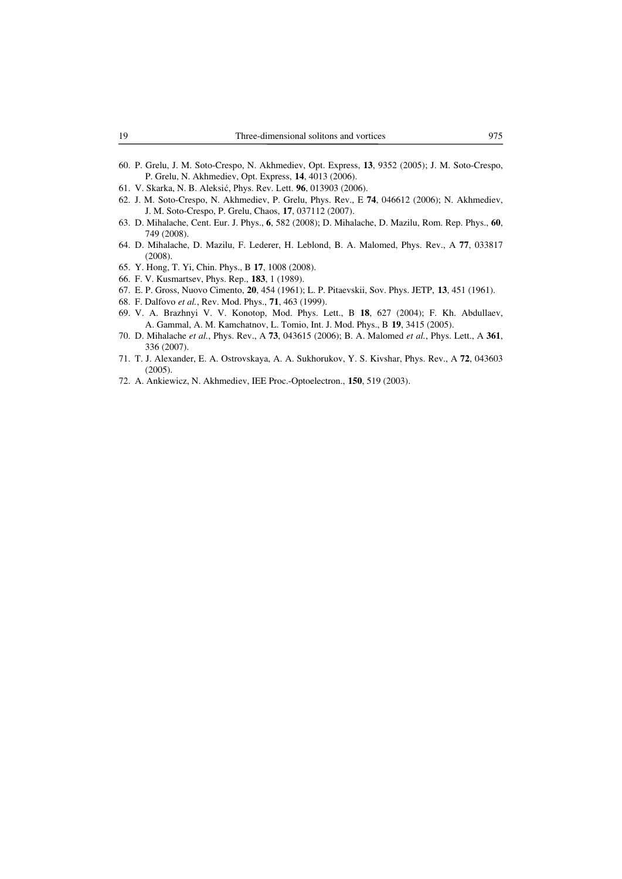60. P. Grelu, J. M. Soto-Crespo, N. Akhmediev, Opt. Express, **13**, 9352 (2005); J. M. Soto-Crespo, P. Grelu, N. Akhmediev, Opt. Express, **14**, 4013 (2006).
61. V. Skarka, N. B. Aleksić, Phys. Rev. Lett. **96**, 013903 (2006).
62. J. M. Soto-Crespo, N. Akhmediev, P. Grelu, Phys. Rev., E **74**, 046612 (2006); N. Akhmediev, J. M. Soto-Crespo, P. Grelu, Chaos, **17**, 037112 (2007).
63. D. Mihalache, Cent. Eur. J. Phys., **6**, 582 (2008); D. Mihalache, D. Mazilu, Rom. Rep. Phys., **60**, 749 (2008).
64. D. Mihalache, D. Mazilu, F. Lederer, H. Leblond, B. A. Malomed, Phys. Rev., A **77**, 033817 (2008).
65. Y. Hong, T. Yi, Chin. Phys., B **17**, 1008 (2008).
66. F. V. Kusmartsev, Phys. Rep., **183**, 1 (1989).
67. E. P. Gross, Nuovo Cimento, **20**, 454 (1961); L. P. Pitaevskii, Sov. Phys. JETP, **13**, 451 (1961).
68. F. Dalfovo *et al.*, Rev. Mod. Phys., **71**, 463 (1999).
69. V. A. Brazhnyi V. V. Konotop, Mod. Phys. Lett., B **18**, 627 (2004); F. Kh. Abdullaev, A. Gammal, A. M. Kamchatnov, L. Tomio, Int. J. Mod. Phys., B **19**, 3415 (2005).
70. D. Mihalache *et al.*, Phys. Rev., A **73**, 043615 (2006); B. A. Malomed *et al.*, Phys. Lett., A **361**, 336 (2007).
71. T. J. Alexander, E. A. Ostrovskaya, A. A. Sukhorukov, Y. S. Kivshar, Phys. Rev., A **72**, 043603 (2005).
72. A. Ankiewicz, N. Akhmediev, IEE Proc.-Optoelectron., **150**, 519 (2003).